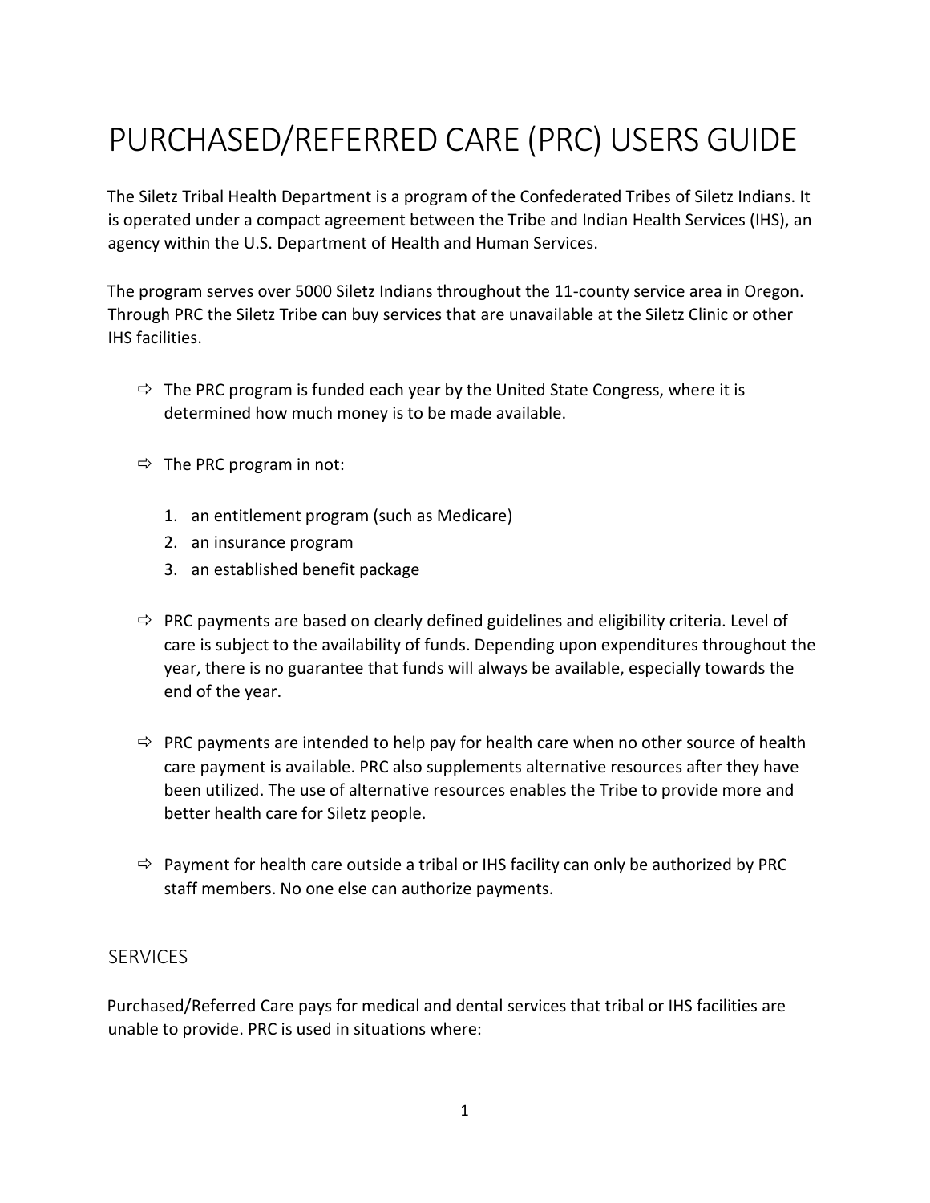# PURCHASED/REFERRED CARE (PRC) USERS GUIDE

The Siletz Tribal Health Department is a program of the Confederated Tribes of Siletz Indians. It is operated under a compact agreement between the Tribe and Indian Health Services (IHS), an agency within the U.S. Department of Health and Human Services.

The program serves over 5000 Siletz Indians throughout the 11-county service area in Oregon. Through PRC the Siletz Tribe can buy services that are unavailable at the Siletz Clinic or other IHS facilities.

- ⇨ The PRC program is funded each year by the United State Congress, where it is determined how much money is to be made available.

- ⇨ The PRC program in not:

  1. an entitlement program (such as Medicare)
  2. an insurance program
  3. an established benefit package

- ⇨ PRC payments are based on clearly defined guidelines and eligibility criteria. Level of care is subject to the availability of funds. Depending upon expenditures throughout the year, there is no guarantee that funds will always be available, especially towards the end of the year.

- ⇨ PRC payments are intended to help pay for health care when no other source of health care payment is available. PRC also supplements alternative resources after they have been utilized. The use of alternative resources enables the Tribe to provide more and better health care for Siletz people.

- ⇨ Payment for health care outside a tribal or IHS facility can only be authorized by PRC staff members. No one else can authorize payments.

## SERVICES

Purchased/Referred Care pays for medical and dental services that tribal or IHS facilities are unable to provide. PRC is used in situations where: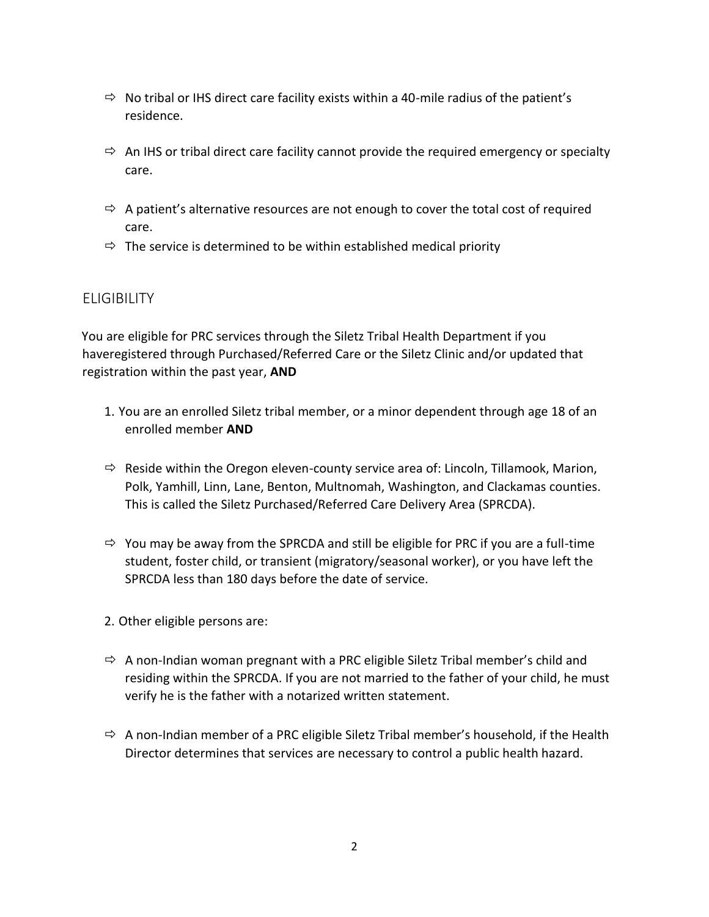- ⇨ No tribal or IHS direct care facility exists within a 40-mile radius of the patient's residence.
- ⇨ An IHS or tribal direct care facility cannot provide the required emergency or specialty care.
- ⇨ A patient's alternative resources are not enough to cover the total cost of required care.
- ⇨ The service is determined to be within established medical priority

## ELIGIBILITY

You are eligible for PRC services through the Siletz Tribal Health Department if you haveregistered through Purchased/Referred Care or the Siletz Clinic and/or updated that registration within the past year, **AND**

1. You are an enrolled Siletz tribal member, or a minor dependent through age 18 of an enrolled member **AND**

- ⇨ Reside within the Oregon eleven-county service area of: Lincoln, Tillamook, Marion, Polk, Yamhill, Linn, Lane, Benton, Multnomah, Washington, and Clackamas counties. This is called the Siletz Purchased/Referred Care Delivery Area (SPRCDA).
- ⇨ You may be away from the SPRCDA and still be eligible for PRC if you are a full-time student, foster child, or transient (migratory/seasonal worker), or you have left the SPRCDA less than 180 days before the date of service.

2. Other eligible persons are:

- ⇨ A non-Indian woman pregnant with a PRC eligible Siletz Tribal member's child and residing within the SPRCDA. If you are not married to the father of your child, he must verify he is the father with a notarized written statement.
- ⇨ A non-Indian member of a PRC eligible Siletz Tribal member's household, if the Health Director determines that services are necessary to control a public health hazard.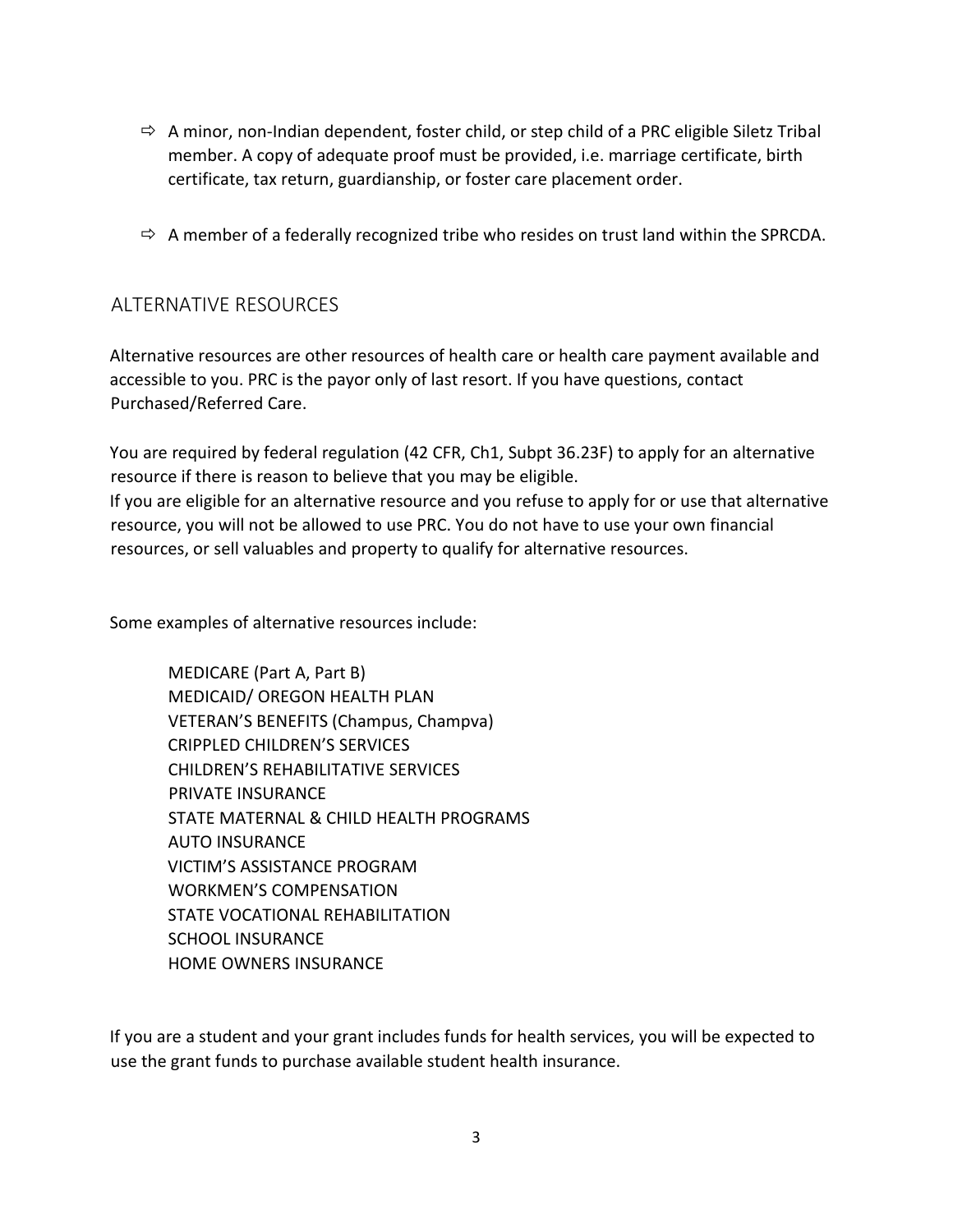- ⇨ A minor, non-Indian dependent, foster child, or step child of a PRC eligible Siletz Tribal member. A copy of adequate proof must be provided, i.e. marriage certificate, birth certificate, tax return, guardianship, or foster care placement order.

- ⇨ A member of a federally recognized tribe who resides on trust land within the SPRCDA.

## ALTERNATIVE RESOURCES

Alternative resources are other resources of health care or health care payment available and accessible to you. PRC is the payor only of last resort. If you have questions, contact Purchased/Referred Care.

You are required by federal regulation (42 CFR, Ch1, Subpt 36.23F) to apply for an alternative resource if there is reason to believe that you may be eligible.
If you are eligible for an alternative resource and you refuse to apply for or use that alternative resource, you will not be allowed to use PRC. You do not have to use your own financial resources, or sell valuables and property to qualify for alternative resources.

Some examples of alternative resources include:

MEDICARE (Part A, Part B)
MEDICAID/ OREGON HEALTH PLAN
VETERAN'S BENEFITS (Champus, Champva)
CRIPPLED CHILDREN'S SERVICES
CHILDREN'S REHABILITATIVE SERVICES
PRIVATE INSURANCE
STATE MATERNAL & CHILD HEALTH PROGRAMS
AUTO INSURANCE
VICTIM'S ASSISTANCE PROGRAM
WORKMEN'S COMPENSATION
STATE VOCATIONAL REHABILITATION
SCHOOL INSURANCE
HOME OWNERS INSURANCE

If you are a student and your grant includes funds for health services, you will be expected to use the grant funds to purchase available student health insurance.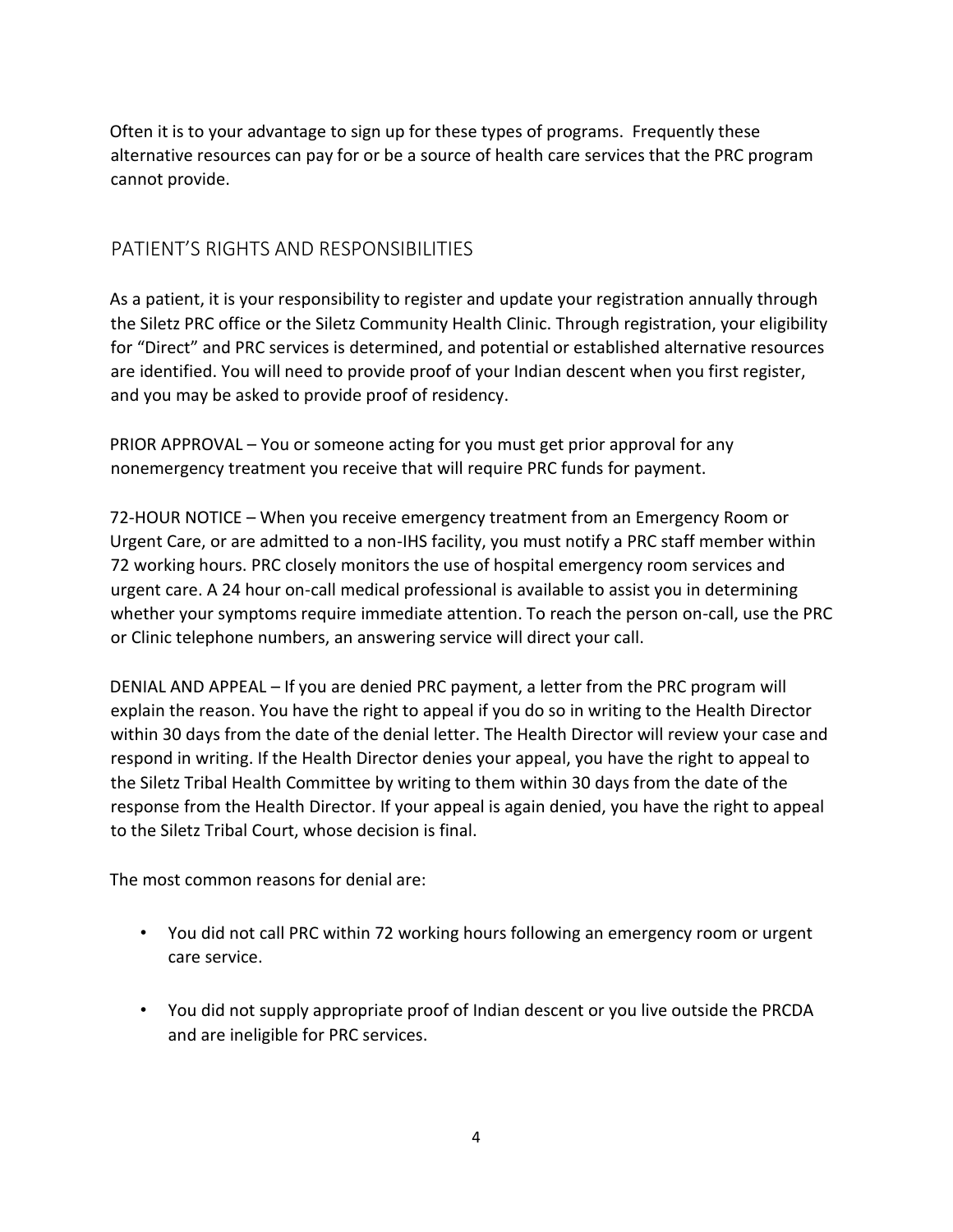Often it is to your advantage to sign up for these types of programs. Frequently these alternative resources can pay for or be a source of health care services that the PRC program cannot provide.

## PATIENT'S RIGHTS AND RESPONSIBILITIES

As a patient, it is your responsibility to register and update your registration annually through the Siletz PRC office or the Siletz Community Health Clinic. Through registration, your eligibility for "Direct" and PRC services is determined, and potential or established alternative resources are identified. You will need to provide proof of your Indian descent when you first register, and you may be asked to provide proof of residency.

PRIOR APPROVAL – You or someone acting for you must get prior approval for any nonemergency treatment you receive that will require PRC funds for payment.

72-HOUR NOTICE – When you receive emergency treatment from an Emergency Room or Urgent Care, or are admitted to a non-IHS facility, you must notify a PRC staff member within 72 working hours. PRC closely monitors the use of hospital emergency room services and urgent care. A 24 hour on-call medical professional is available to assist you in determining whether your symptoms require immediate attention. To reach the person on-call, use the PRC or Clinic telephone numbers, an answering service will direct your call.

DENIAL AND APPEAL – If you are denied PRC payment, a letter from the PRC program will explain the reason. You have the right to appeal if you do so in writing to the Health Director within 30 days from the date of the denial letter. The Health Director will review your case and respond in writing. If the Health Director denies your appeal, you have the right to appeal to the Siletz Tribal Health Committee by writing to them within 30 days from the date of the response from the Health Director. If your appeal is again denied, you have the right to appeal to the Siletz Tribal Court, whose decision is final.

The most common reasons for denial are:

- You did not call PRC within 72 working hours following an emergency room or urgent care service.
- You did not supply appropriate proof of Indian descent or you live outside the PRCDA and are ineligible for PRC services.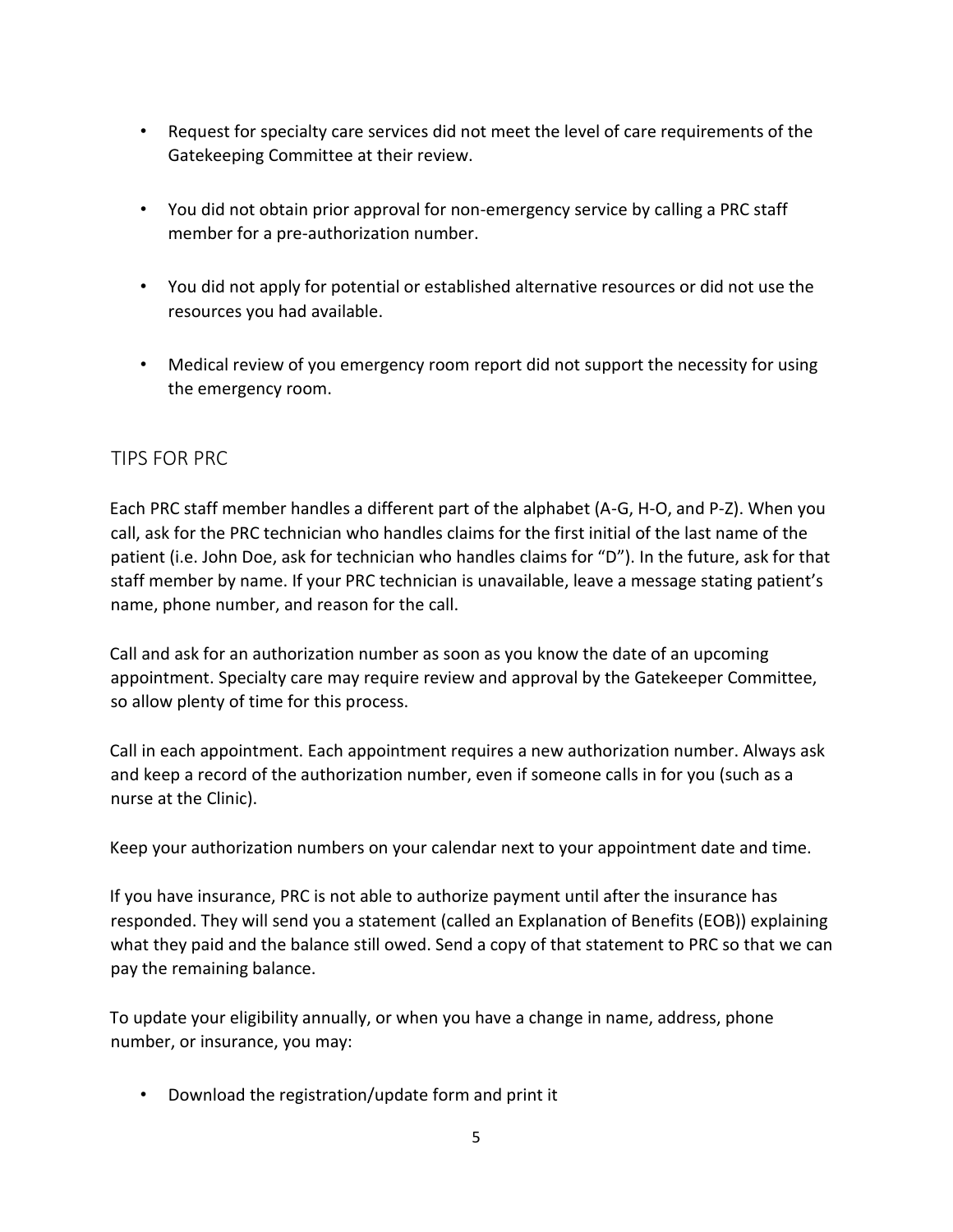- Request for specialty care services did not meet the level of care requirements of the Gatekeeping Committee at their review.

- You did not obtain prior approval for non-emergency service by calling a PRC staff member for a pre-authorization number.

- You did not apply for potential or established alternative resources or did not use the resources you had available.

- Medical review of you emergency room report did not support the necessity for using the emergency room.

## TIPS FOR PRC

Each PRC staff member handles a different part of the alphabet (A-G, H-O, and P-Z). When you call, ask for the PRC technician who handles claims for the first initial of the last name of the patient (i.e. John Doe, ask for technician who handles claims for "D"). In the future, ask for that staff member by name. If your PRC technician is unavailable, leave a message stating patient's name, phone number, and reason for the call.

Call and ask for an authorization number as soon as you know the date of an upcoming appointment. Specialty care may require review and approval by the Gatekeeper Committee, so allow plenty of time for this process.

Call in each appointment. Each appointment requires a new authorization number. Always ask and keep a record of the authorization number, even if someone calls in for you (such as a nurse at the Clinic).

Keep your authorization numbers on your calendar next to your appointment date and time.

If you have insurance, PRC is not able to authorize payment until after the insurance has responded. They will send you a statement (called an Explanation of Benefits (EOB)) explaining what they paid and the balance still owed. Send a copy of that statement to PRC so that we can pay the remaining balance.

To update your eligibility annually, or when you have a change in name, address, phone number, or insurance, you may:

- Download the registration/update form and print it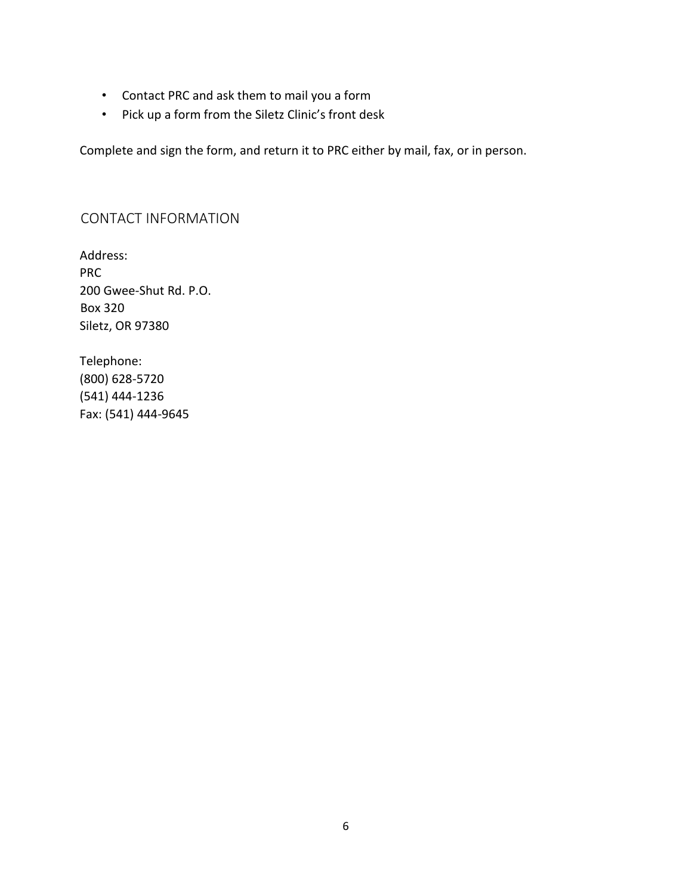- Contact PRC and ask them to mail you a form
- Pick up a form from the Siletz Clinic's front desk

Complete and sign the form, and return it to PRC either by mail, fax, or in person.

## CONTACT INFORMATION

Address:
PRC
200 Gwee-Shut Rd. P.O.
Box 320
Siletz, OR 97380

Telephone:
(800) 628-5720
(541) 444-1236
Fax: (541) 444-9645